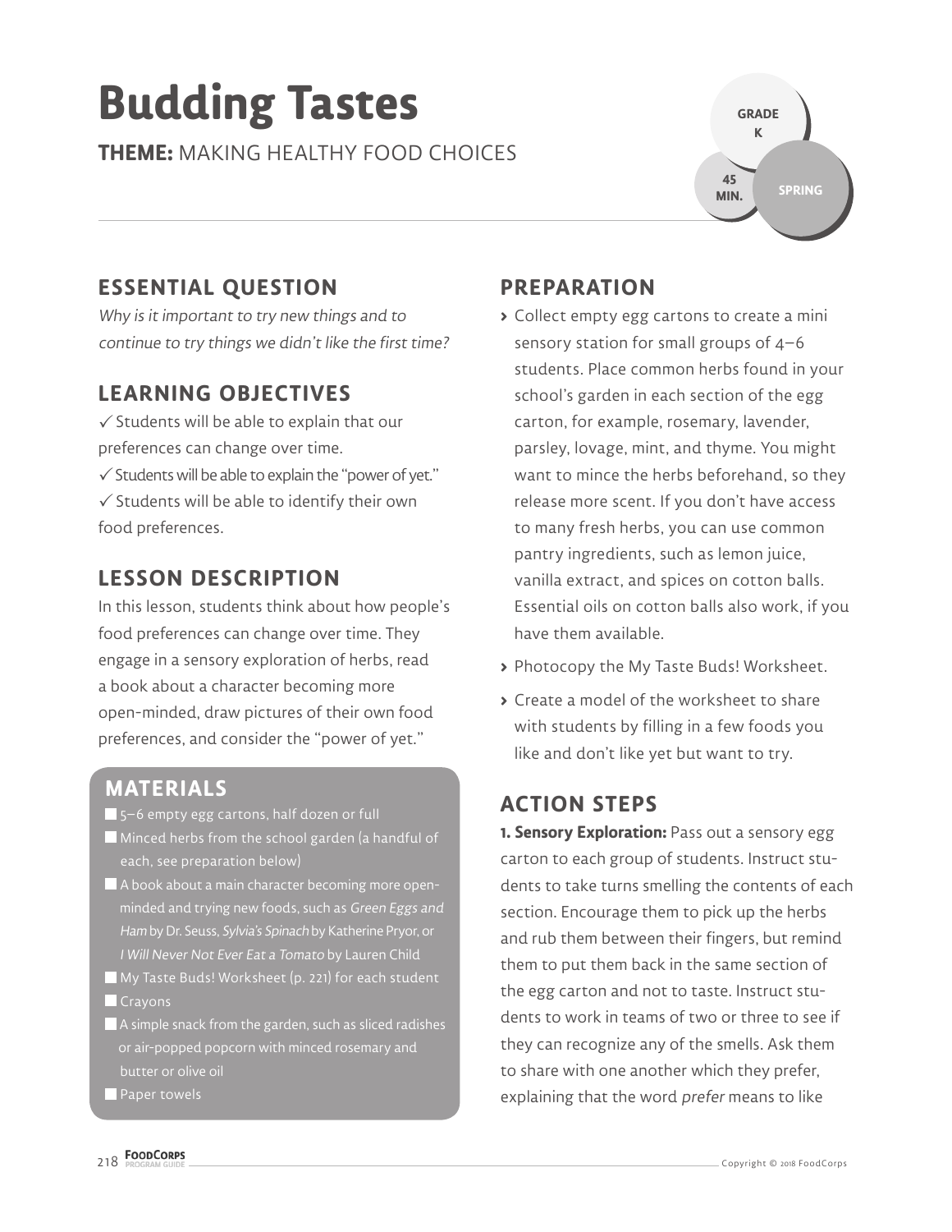# Budding Tastes

**THEME:** MAKING HEALTHY FOOD CHOICES

GRADE K

45 MIN.

SPRING

## ESSENTIAL QUESTION

*Why is it important to try new things and to continue to try things we didn't like the first time?*

## LEARNING OBJECTIVES

✓ Students will be able to explain that our preferences can change over time.

✓ Students will be able to explain the "power of yet."

✓ Students will be able to identify their own food preferences.

## LESSON DESCRIPTION

In this lesson, students think about how people's food preferences can change over time. They engage in a sensory exploration of herbs, read a book about a character becoming more open-minded, draw pictures of their own food preferences, and consider the "power of yet."

## MATERIALS

- 5–6 empty egg cartons, half dozen or full
- Minced herbs from the school garden (a handful of each, see preparation below)
- A book about a main character becoming more open-minded and trying new foods, such as *Green Eggs and Ham* by Dr. Seuss, *Sylvia's Spinach* by Katherine Pryor, or *I Will Never Not Ever Eat a Tomato* by Lauren Child
- My Taste Buds! Worksheet (p. 221) for each student
- Crayons
- A simple snack from the garden, such as sliced radishes or air-popped popcorn with minced rosemary and butter or olive oil
- Paper towels

## PREPARATION

- Collect empty egg cartons to create a mini sensory station for small groups of 4–6 students. Place common herbs found in your school's garden in each section of the egg carton, for example, rosemary, lavender, parsley, lovage, mint, and thyme. You might want to mince the herbs beforehand, so they release more scent. If you don't have access to many fresh herbs, you can use common pantry ingredients, such as lemon juice, vanilla extract, and spices on cotton balls. Essential oils on cotton balls also work, if you have them available.
- Photocopy the My Taste Buds! Worksheet.
- Create a model of the worksheet to share with students by filling in a few foods you like and don't like yet but want to try.

## ACTION STEPS

**1. Sensory Exploration:** Pass out a sensory egg carton to each group of students. Instruct students to take turns smelling the contents of each section. Encourage them to pick up the herbs and rub them between their fingers, but remind them to put them back in the same section of the egg carton and not to taste. Instruct students to work in teams of two or three to see if they can recognize any of the smells. Ask them to share with one another which they prefer, explaining that the word *prefer* means to like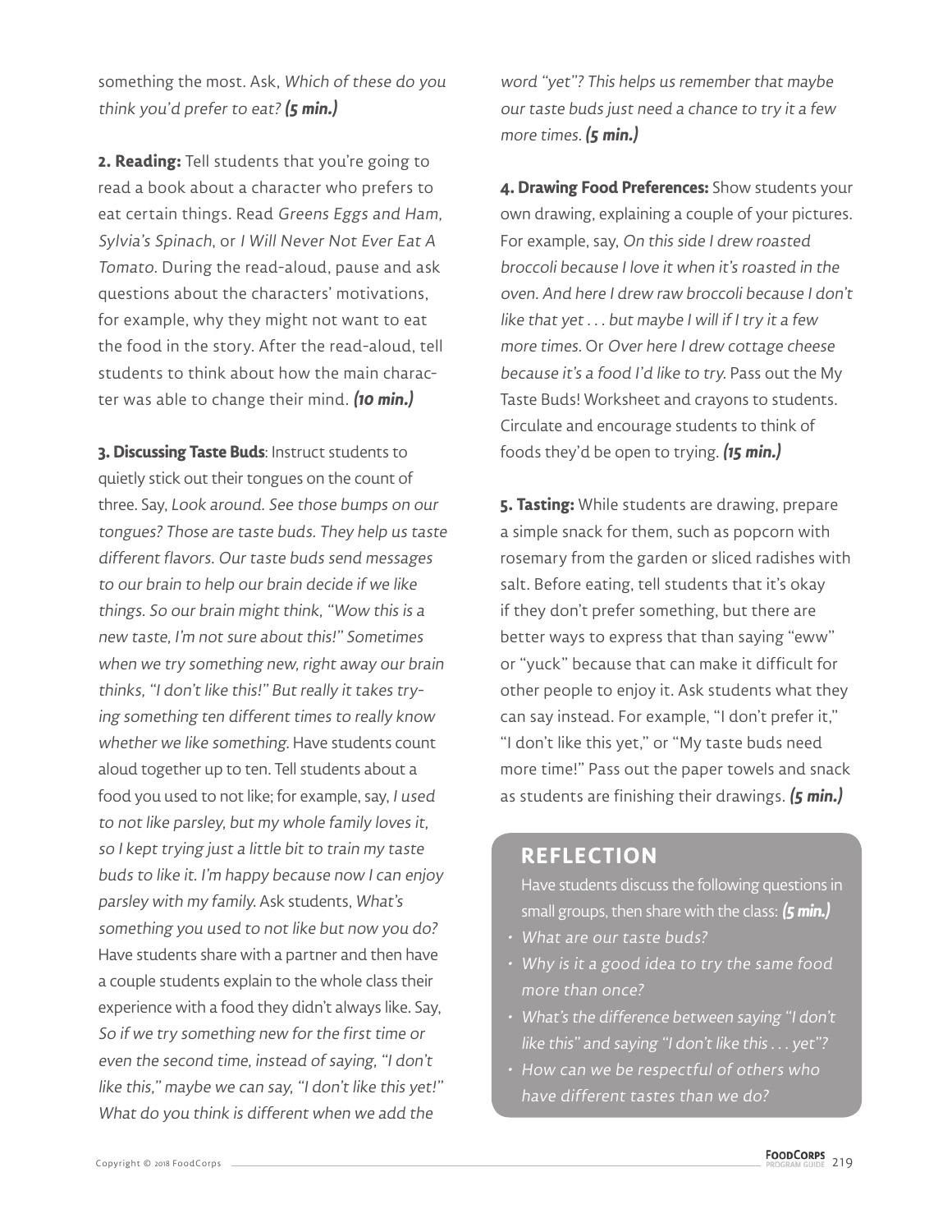something the most. Ask, *Which of these do you think you'd prefer to eat?* ***(5 min.)***

**2. Reading:** Tell students that you're going to read a book about a character who prefers to eat certain things. Read *Greens Eggs and Ham, Sylvia's Spinach*, or *I Will Never Not Ever Eat A Tomato*. During the read-aloud, pause and ask questions about the characters' motivations, for example, why they might not want to eat the food in the story. After the read-aloud, tell students to think about how the main character was able to change their mind. ***(10 min.)***

**3. Discussing Taste Buds**: Instruct students to quietly stick out their tongues on the count of three. Say, *Look around. See those bumps on our tongues? Those are taste buds. They help us taste different flavors. Our taste buds send messages to our brain to help our brain decide if we like things. So our brain might think, "Wow this is a new taste, I'm not sure about this!" Sometimes when we try something new, right away our brain thinks, "I don't like this!" But really it takes trying something ten different times to really know whether we like something.* Have students count aloud together up to ten. Tell students about a food you used to not like; for example, say, *I used to not like parsley, but my whole family loves it, so I kept trying just a little bit to train my taste buds to like it. I'm happy because now I can enjoy parsley with my family.* Ask students, *What's something you used to not like but now you do?* Have students share with a partner and then have a couple students explain to the whole class their experience with a food they didn't always like. Say, *So if we try something new for the first time or even the second time, instead of saying, "I don't like this," maybe we can say, "I don't like this yet!" What do you think is different when we add the word "yet"? This helps us remember that maybe our taste buds just need a chance to try it a few more times.* ***(5 min.)***

**4. Drawing Food Preferences:** Show students your own drawing, explaining a couple of your pictures. For example, say, *On this side I drew roasted broccoli because I love it when it's roasted in the oven. And here I drew raw broccoli because I don't like that yet . . . but maybe I will if I try it a few more times.* Or *Over here I drew cottage cheese because it's a food I'd like to try.* Pass out the My Taste Buds! Worksheet and crayons to students. Circulate and encourage students to think of foods they'd be open to trying. ***(15 min.)***

**5. Tasting:** While students are drawing, prepare a simple snack for them, such as popcorn with rosemary from the garden or sliced radishes with salt. Before eating, tell students that it's okay if they don't prefer something, but there are better ways to express that than saying "eww" or "yuck" because that can make it difficult for other people to enjoy it. Ask students what they can say instead. For example, "I don't prefer it," "I don't like this yet," or "My taste buds need more time!" Pass out the paper towels and snack as students are finishing their drawings. ***(5 min.)***

## REFLECTION

Have students discuss the following questions in small groups, then share with the class: ***(5 min.)***

- *What are our taste buds?*
- *Why is it a good idea to try the same food more than once?*
- *What's the difference between saying "I don't like this" and saying "I don't like this . . . yet"?*
- *How can we be respectful of others who have different tastes than we do?*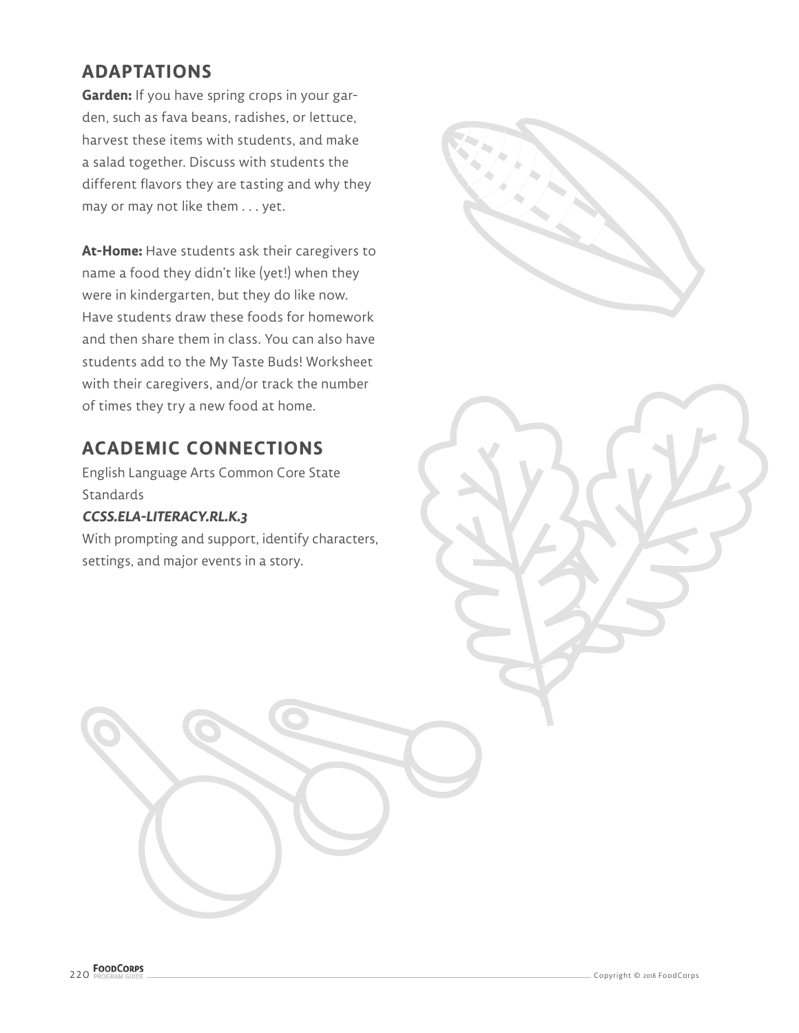## ADAPTATIONS

**Garden:** If you have spring crops in your garden, such as fava beans, radishes, or lettuce, harvest these items with students, and make a salad together. Discuss with students the different flavors they are tasting and why they may or may not like them . . . yet.

**At-Home:** Have students ask their caregivers to name a food they didn't like (yet!) when they were in kindergarten, but they do like now. Have students draw these foods for homework and then share them in class. You can also have students add to the My Taste Buds! Worksheet with their caregivers, and/or track the number of times they try a new food at home.

## ACADEMIC CONNECTIONS

English Language Arts Common Core State Standards

***CCSS.ELA-LITERACY.RL.K.3***

With prompting and support, identify characters, settings, and major events in a story.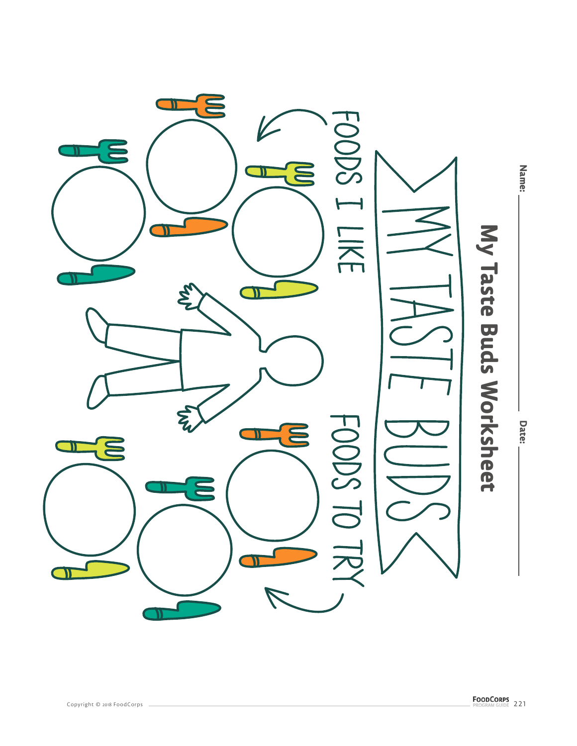# My Taste Buds Worksheet

Name: _______________ Date: _______________

MY TASTE BUDS

FOODS I LIKE

FOODS TO TRY

Copyright © 2018 FoodCorps